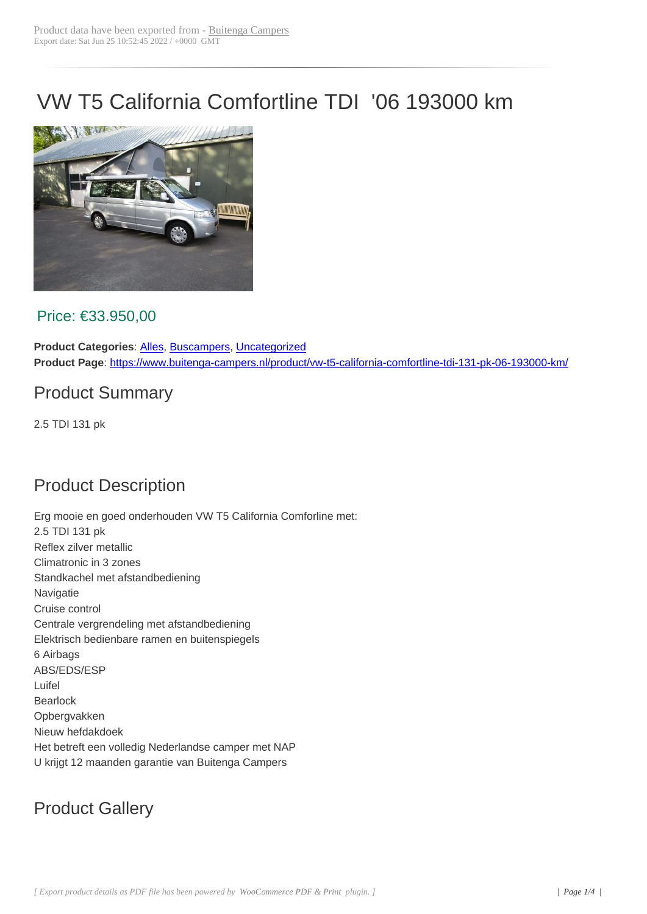Product data have been exported from - Buitenga Campers
Export date: Sat Jun 25 10:52:45 2022 / +0000 GMT

# VW T5 California Comfortline TDI '06 193000 km

## Price: €33.950,00

**Product Categories**: Alles, Buscampers, Uncategorized
**Product Page**: https://www.buitenga-campers.nl/product/vw-t5-california-comfortline-tdi-131-pk-06-193000-km/

## Product Summary

2.5 TDI 131 pk

## Product Description

Erg mooie en goed onderhouden VW T5 California Comforline met:
2.5 TDI 131 pk
Reflex zilver metallic
Climatronic in 3 zones
Standkachel met afstandbediening
Navigatie
Cruise control
Centrale vergrendeling met afstandbediening
Elektrisch bedienbare ramen en buitenspiegels
6 Airbags
ABS/EDS/ESP
Luifel
Bearlock
Opbergvakken
Nieuw hefdakdoek
Het betreft een volledig Nederlandse camper met NAP
U krijgt 12 maanden garantie van Buitenga Campers

## Product Gallery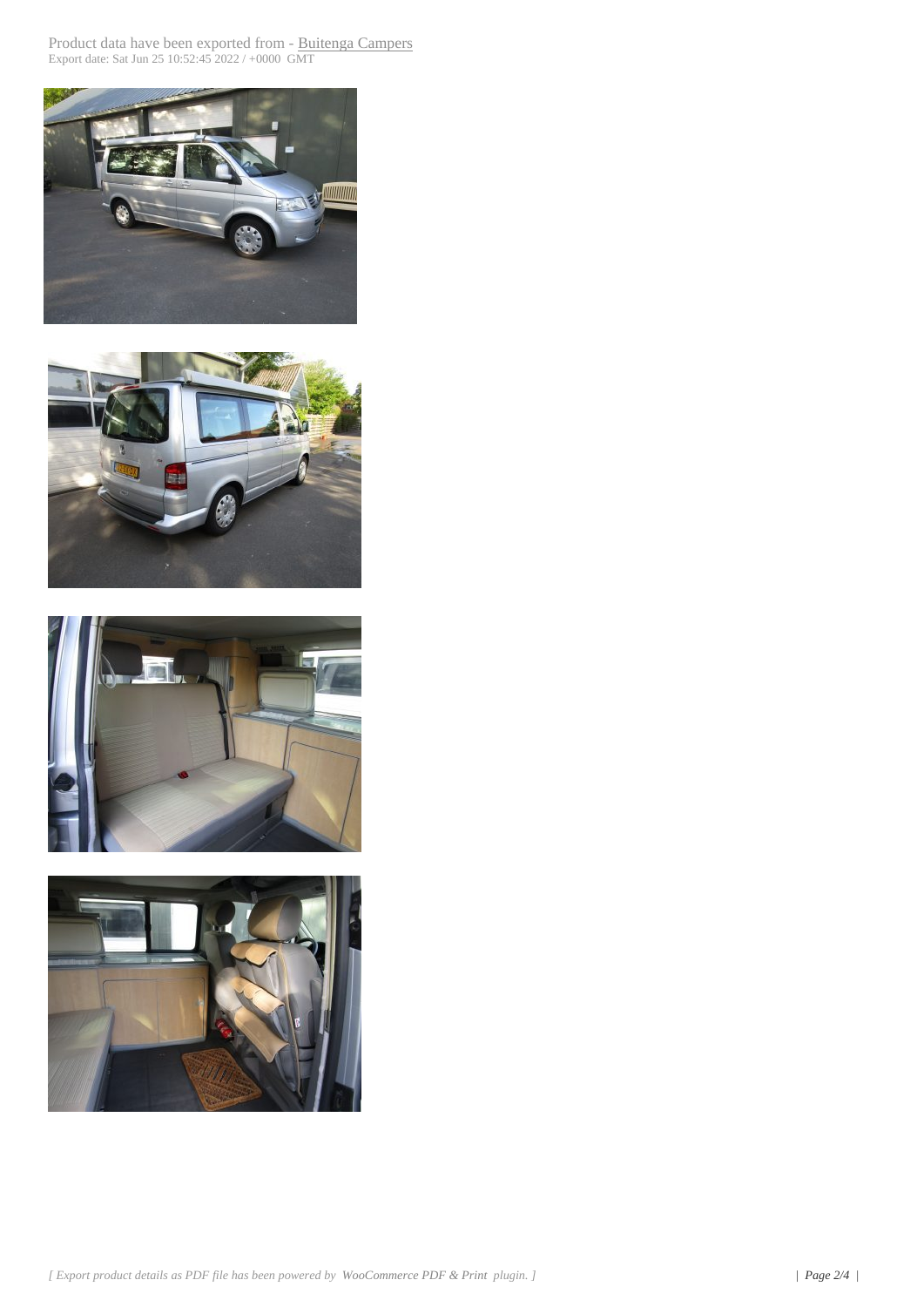Product data have been exported from - Buitenga Campers
Export date: Sat Jun 25 10:52:45 2022 / +0000 GMT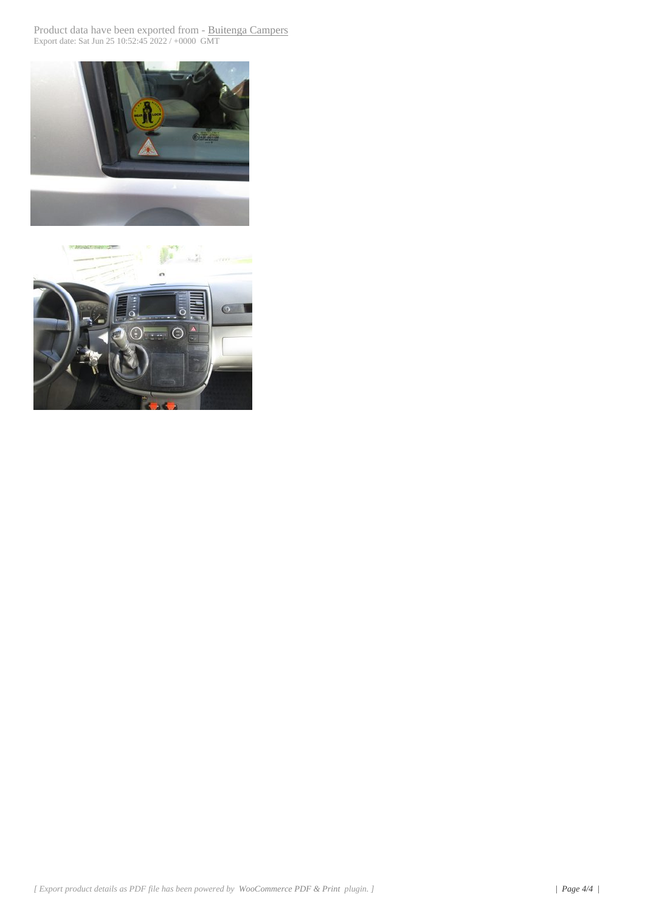Product data have been exported from - Buitenga Campers
Export date: Sat Jun 25 10:52:45 2022 / +0000 GMT